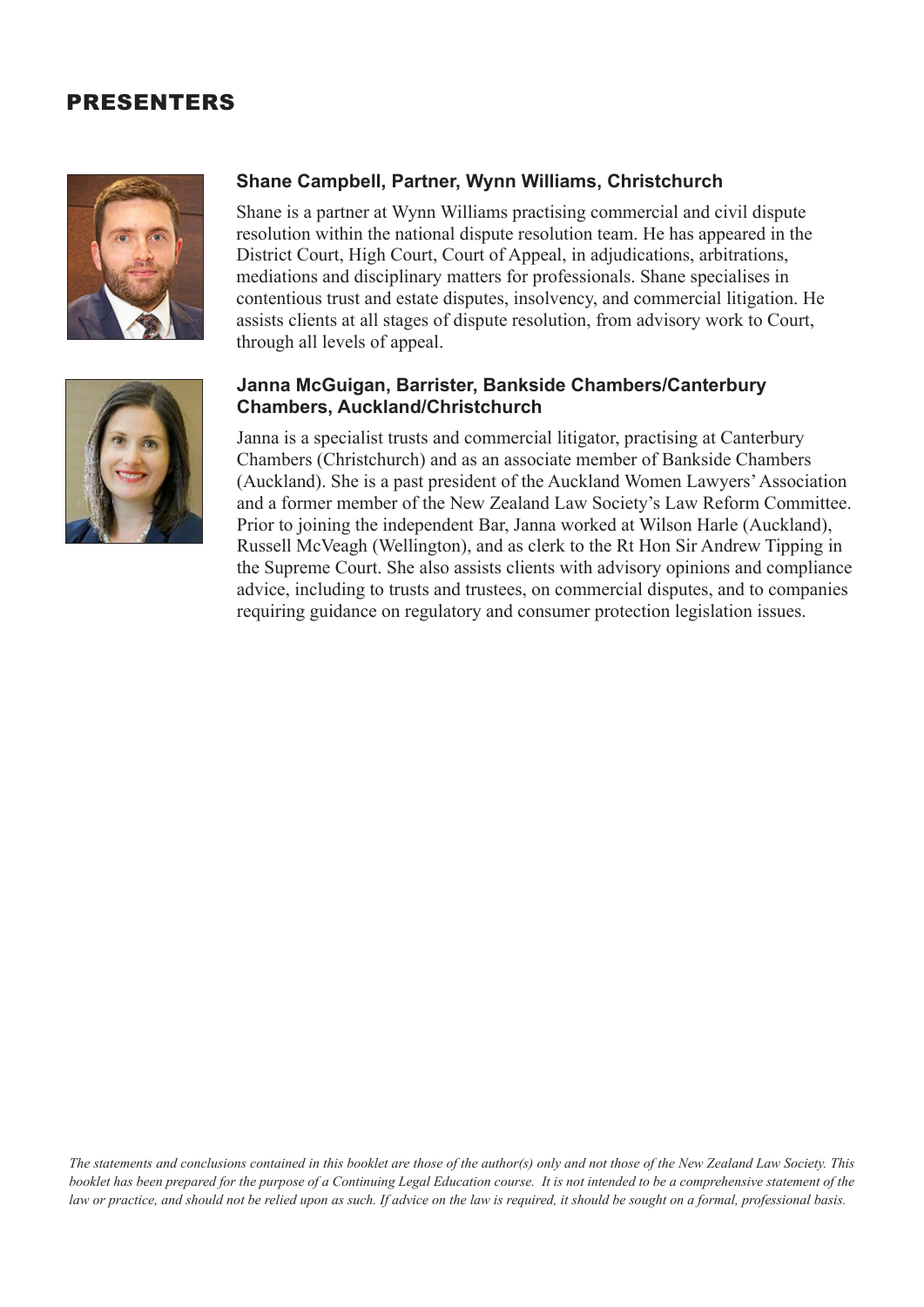# PRESENTERS

### Shane Campbell, Partner, Wynn Williams, Christchurch

Shane is a partner at Wynn Williams practising commercial and civil dispute resolution within the national dispute resolution team. He has appeared in the District Court, High Court, Court of Appeal, in adjudications, arbitrations, mediations and disciplinary matters for professionals. Shane specialises in contentious trust and estate disputes, insolvency, and commercial litigation. He assists clients at all stages of dispute resolution, from advisory work to Court, through all levels of appeal.

### Janna McGuigan, Barrister, Bankside Chambers/Canterbury Chambers, Auckland/Christchurch

Janna is a specialist trusts and commercial litigator, practising at Canterbury Chambers (Christchurch) and as an associate member of Bankside Chambers (Auckland). She is a past president of the Auckland Women Lawyers' Association and a former member of the New Zealand Law Society's Law Reform Committee. Prior to joining the independent Bar, Janna worked at Wilson Harle (Auckland), Russell McVeagh (Wellington), and as clerk to the Rt Hon Sir Andrew Tipping in the Supreme Court. She also assists clients with advisory opinions and compliance advice, including to trusts and trustees, on commercial disputes, and to companies requiring guidance on regulatory and consumer protection legislation issues.

*The statements and conclusions contained in this booklet are those of the author(s) only and not those of the New Zealand Law Society. This booklet has been prepared for the purpose of a Continuing Legal Education course. It is not intended to be a comprehensive statement of the law or practice, and should not be relied upon as such. If advice on the law is required, it should be sought on a formal, professional basis.*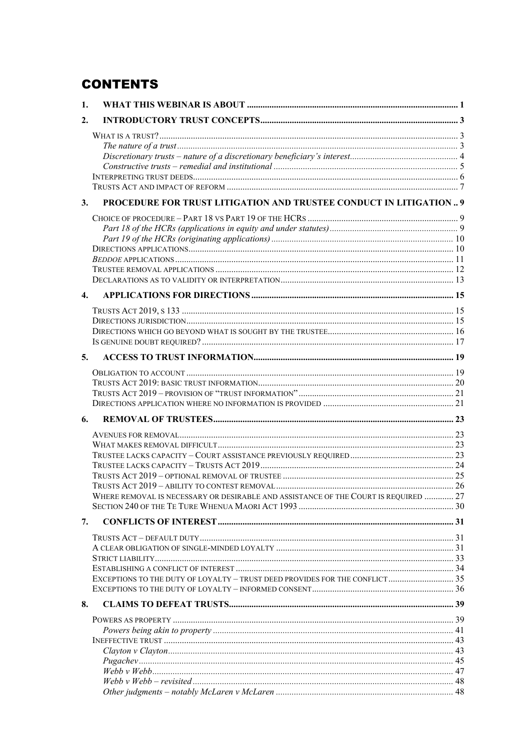# CONTENTS

**1. WHAT THIS WEBINAR IS ABOUT** ..... 1

**2. INTRODUCTORY TRUST CONCEPTS** ..... 3

WHAT IS A TRUST? ..... 3
- *The nature of a trust* ..... 3
- *Discretionary trusts – nature of a discretionary beneficiary's interest* ..... 4
- *Constructive trusts – remedial and institutional* ..... 5

INTERPRETING TRUST DEEDS ..... 6
TRUSTS ACT AND IMPACT OF REFORM ..... 7

**3. PROCEDURE FOR TRUST LITIGATION AND TRUSTEE CONDUCT IN LITIGATION** .. 9

CHOICE OF PROCEDURE – PART 18 VS PART 19 OF THE HCRS ..... 9
- *Part 18 of the HCRs (applications in equity and under statutes)* ..... 9
- *Part 19 of the HCRs (originating applications)* ..... 10

DIRECTIONS APPLICATIONS ..... 10
*BEDDOE* APPLICATIONS ..... 11
TRUSTEE REMOVAL APPLICATIONS ..... 12
DECLARATIONS AS TO VALIDITY OR INTERPRETATION ..... 13

**4. APPLICATIONS FOR DIRECTIONS** ..... 15

TRUSTS ACT 2019, S 133 ..... 15
DIRECTIONS JURISDICTION ..... 15
DIRECTIONS WHICH GO BEYOND WHAT IS SOUGHT BY THE TRUSTEE ..... 16
IS GENUINE DOUBT REQUIRED? ..... 17

**5. ACCESS TO TRUST INFORMATION** ..... 19

OBLIGATION TO ACCOUNT ..... 19
TRUSTS ACT 2019: BASIC TRUST INFORMATION ..... 20
TRUSTS ACT 2019 – PROVISION OF "TRUST INFORMATION" ..... 21
DIRECTIONS APPLICATION WHERE NO INFORMATION IS PROVIDED ..... 21

**6. REMOVAL OF TRUSTEES** ..... 23

AVENUES FOR REMOVAL ..... 23
WHAT MAKES REMOVAL DIFFICULT ..... 23
TRUSTEE LACKS CAPACITY – COURT ASSISTANCE PREVIOUSLY REQUIRED ..... 23
TRUSTEE LACKS CAPACITY – TRUSTS ACT 2019 ..... 24
TRUSTS ACT 2019 – OPTIONAL REMOVAL OF TRUSTEE ..... 25
TRUSTS ACT 2019 – ABILITY TO CONTEST REMOVAL ..... 26
WHERE REMOVAL IS NECESSARY OR DESIRABLE AND ASSISTANCE OF THE COURT IS REQUIRED ..... 27
SECTION 240 OF THE TE TURE WHENUA MAORI ACT 1993 ..... 30

**7. CONFLICTS OF INTEREST** ..... 31

TRUSTS ACT – DEFAULT DUTY ..... 31
A CLEAR OBLIGATION OF SINGLE-MINDED LOYALTY ..... 31
STRICT LIABILITY ..... 33
ESTABLISHING A CONFLICT OF INTEREST ..... 34
EXCEPTIONS TO THE DUTY OF LOYALTY – TRUST DEED PROVIDES FOR THE CONFLICT ..... 35
EXCEPTIONS TO THE DUTY OF LOYALTY – INFORMED CONSENT ..... 36

**8. CLAIMS TO DEFEAT TRUSTS** ..... 39

POWERS AS PROPERTY ..... 39
- *Powers being akin to property* ..... 41

INEFFECTIVE TRUST ..... 43
- *Clayton v Clayton* ..... 43
- *Pugachev* ..... 45
- *Webb v Webb* ..... 47
- *Webb v Webb – revisited* ..... 48
- *Other judgments – notably McLaren v McLaren* ..... 48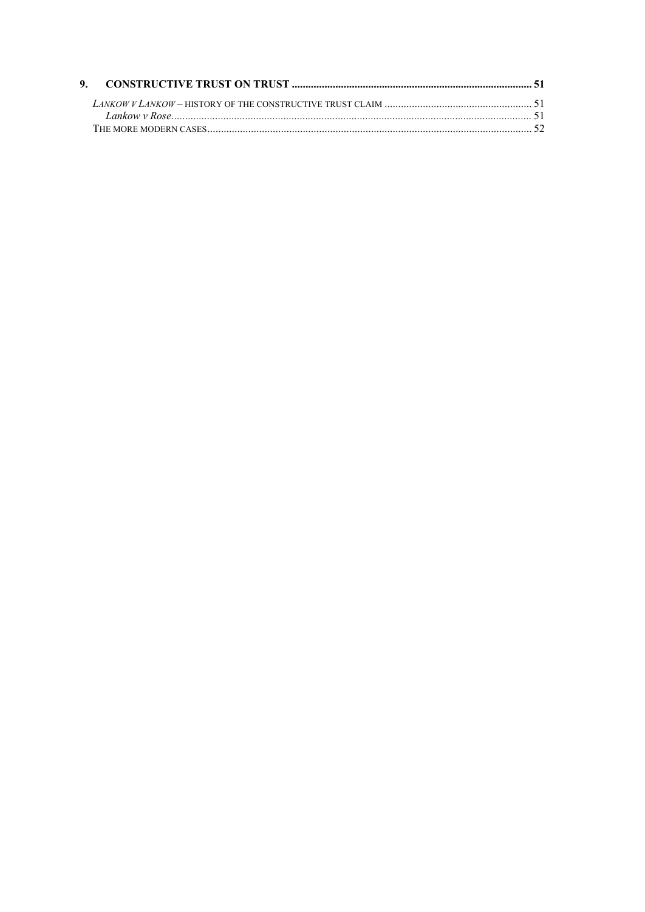**9. CONSTRUCTIVE TRUST ON TRUST ....................................................................................... 51**

*LANKOW V LANKOW* – HISTORY OF THE CONSTRUCTIVE TRUST CLAIM ...................................................... 51

*Lankow v Rose*.................................................................................................................................. 51

THE MORE MODERN CASES..................................................................................................................... 52